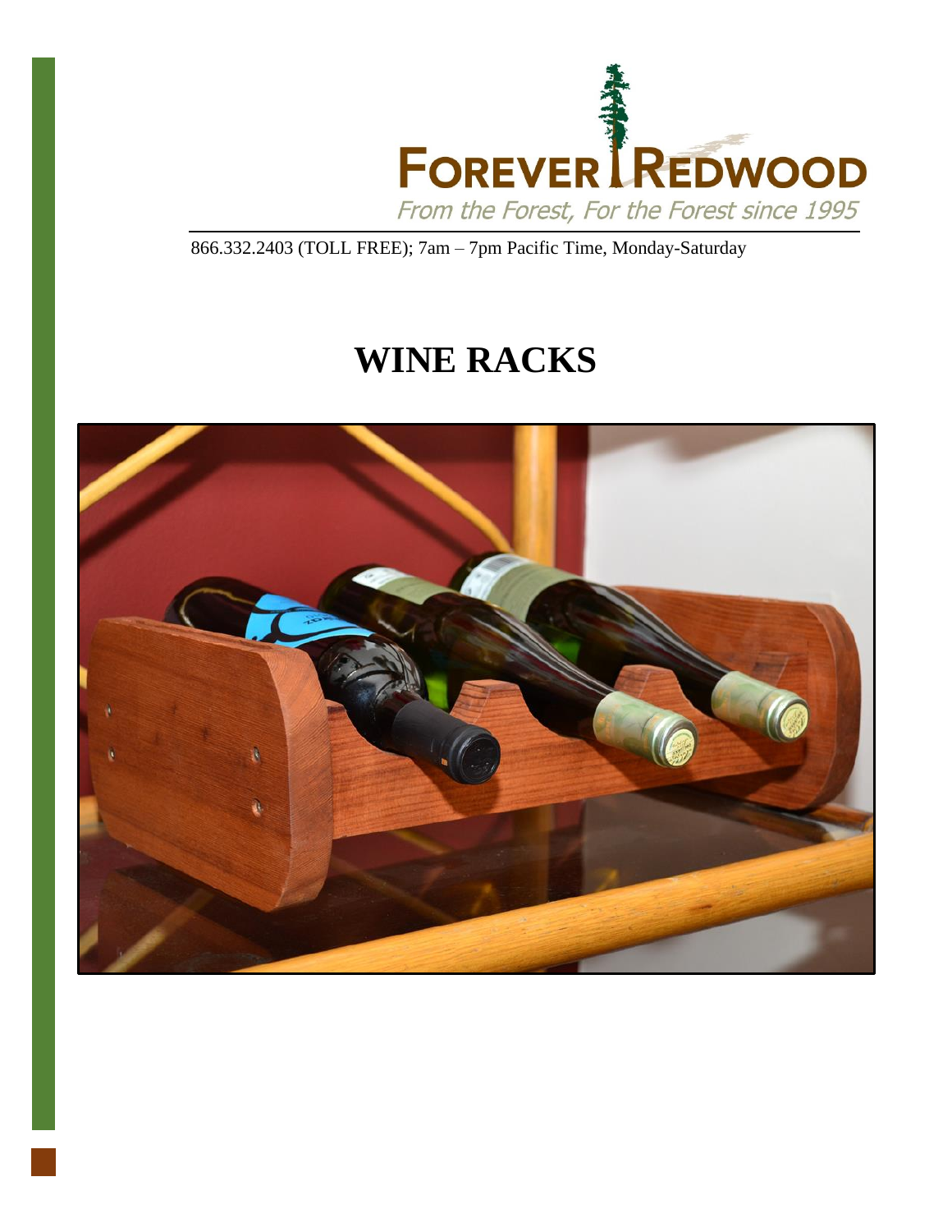FOREVER REDWOOD

*From the Forest, For the Forest since 1995*

866.332.2403 (TOLL FREE); 7am – 7pm Pacific Time, Monday-Saturday

# WINE RACKS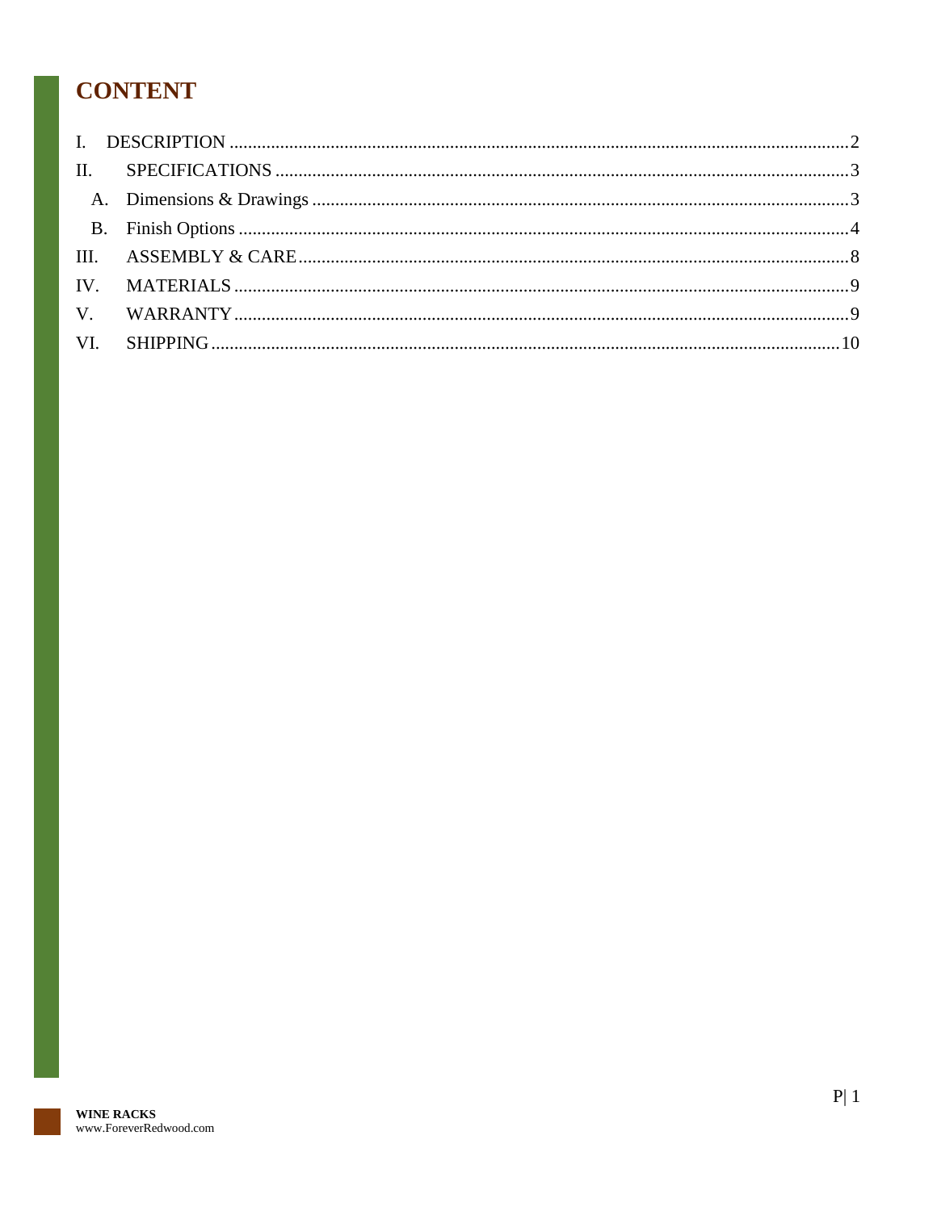# CONTENT

I. DESCRIPTION ........................................................................................................ 2

II. SPECIFICATIONS ................................................................................................ 3

  A. Dimensions & Drawings ..................................................................................... 3

  B. Finish Options ...................................................................................................... 4

III. ASSEMBLY & CARE .......................................................................................... 8

IV. MATERIALS ......................................................................................................... 9

V. WARRANTY ........................................................................................................... 9

VI. SHIPPING ........................................................................................................... 10

**WINE RACKS**
www.ForeverRedwood.com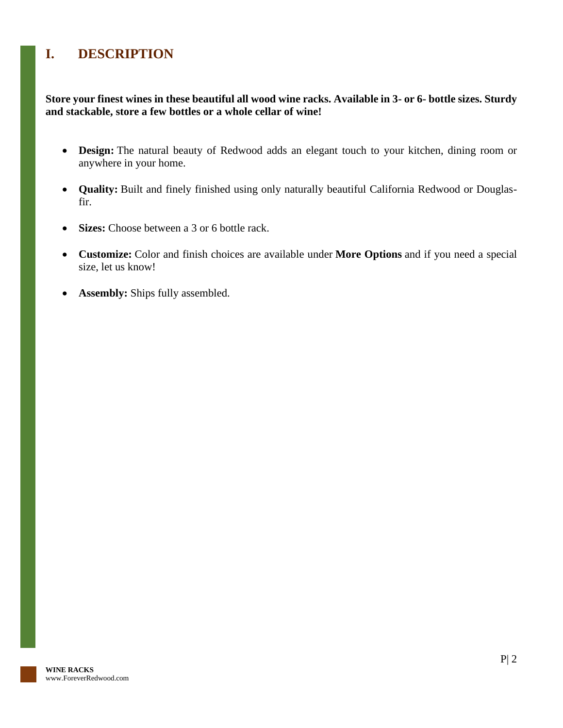# I. DESCRIPTION

**Store your finest wines in these beautiful all wood wine racks. Available in 3- or 6- bottle sizes. Sturdy and stackable, store a few bottles or a whole cellar of wine!**

- **Design:** The natural beauty of Redwood adds an elegant touch to your kitchen, dining room or anywhere in your home.
- **Quality:** Built and finely finished using only naturally beautiful California Redwood or Douglas-fir.
- **Sizes:** Choose between a 3 or 6 bottle rack.
- **Customize:** Color and finish choices are available under **More Options** and if you need a special size, let us know!
- **Assembly:** Ships fully assembled.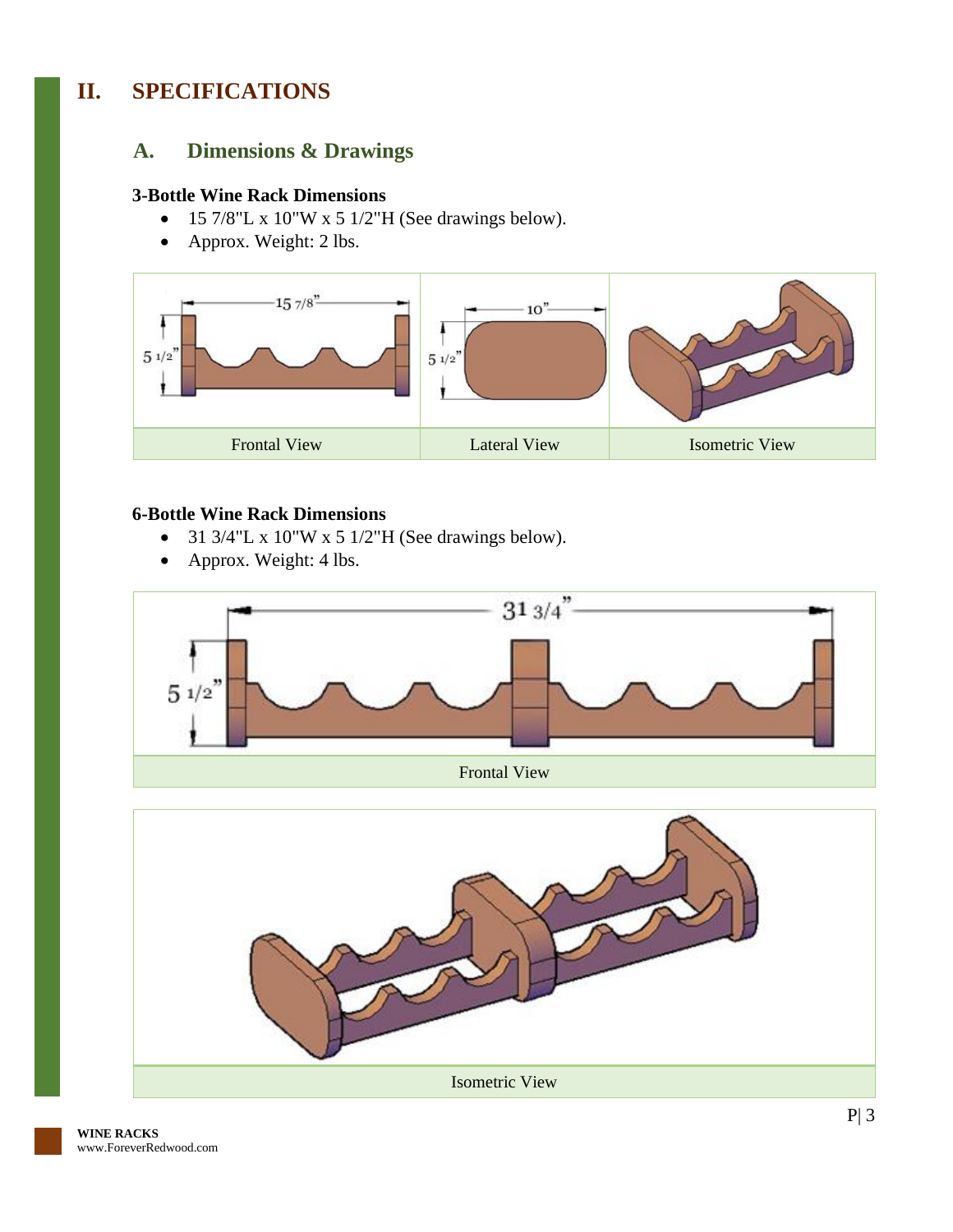# II. SPECIFICATIONS

## A. Dimensions & Drawings

**3-Bottle Wine Rack Dimensions**

- 15 7/8"L x 10"W x 5 1/2"H (See drawings below).
- Approx. Weight: 2 lbs.

| Frontal View | Lateral View | Isometric View |
|---|---|---|

**6-Bottle Wine Rack Dimensions**

- 31 3/4"L x 10"W x 5 1/2"H (See drawings below).
- Approx. Weight: 4 lbs.

Frontal View

Isometric View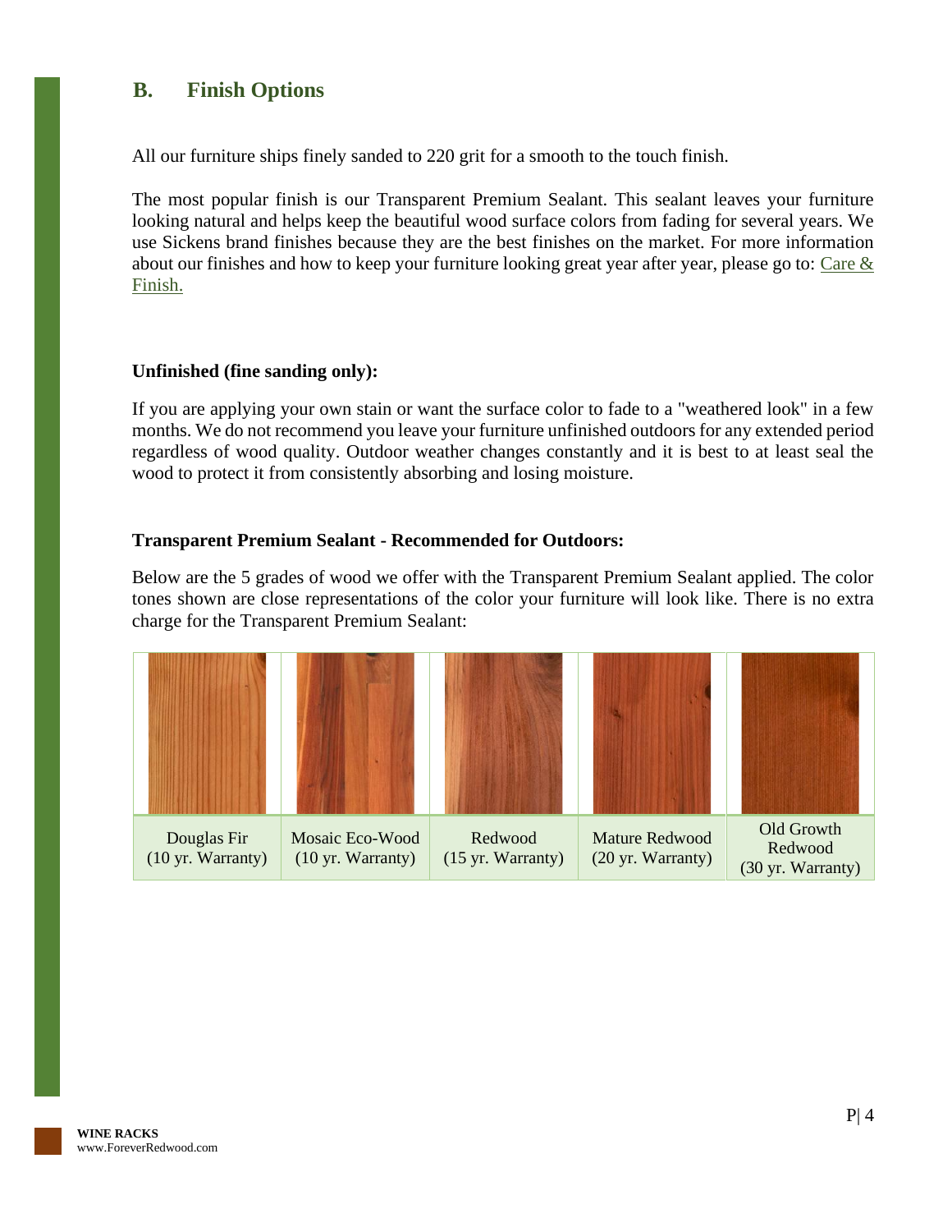## B. Finish Options

All our furniture ships finely sanded to 220 grit for a smooth to the touch finish.

The most popular finish is our Transparent Premium Sealant. This sealant leaves your furniture looking natural and helps keep the beautiful wood surface colors from fading for several years. We use Sickens brand finishes because they are the best finishes on the market. For more information about our finishes and how to keep your furniture looking great year after year, please go to: Care & Finish.

**Unfinished (fine sanding only):**

If you are applying your own stain or want the surface color to fade to a "weathered look" in a few months. We do not recommend you leave your furniture unfinished outdoors for any extended period regardless of wood quality. Outdoor weather changes constantly and it is best to at least seal the wood to protect it from consistently absorbing and losing moisture.

**Transparent Premium Sealant - Recommended for Outdoors:**

Below are the 5 grades of wood we offer with the Transparent Premium Sealant applied. The color tones shown are close representations of the color your furniture will look like. There is no extra charge for the Transparent Premium Sealant:

| Douglas Fir (10 yr. Warranty) | Mosaic Eco-Wood (10 yr. Warranty) | Redwood (15 yr. Warranty) | Mature Redwood (20 yr. Warranty) | Old Growth Redwood (30 yr. Warranty) |
|---|---|---|---|---|

**WINE RACKS**
www.ForeverRedwood.com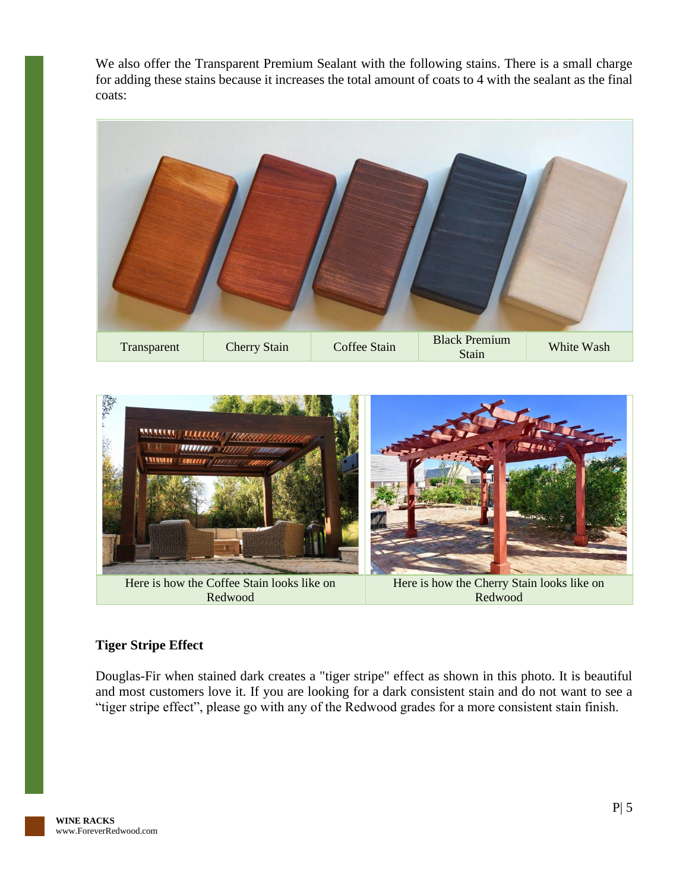We also offer the Transparent Premium Sealant with the following stains. There is a small charge for adding these stains because it increases the total amount of coats to 4 with the sealant as the final coats:

| Transparent | Cherry Stain | Coffee Stain | Black Premium Stain | White Wash |
|---|---|---|---|---|

| Here is how the Coffee Stain looks like on Redwood | Here is how the Cherry Stain looks like on Redwood |
|---|---|

**Tiger Stripe Effect**

Douglas-Fir when stained dark creates a "tiger stripe" effect as shown in this photo. It is beautiful and most customers love it. If you are looking for a dark consistent stain and do not want to see a "tiger stripe effect", please go with any of the Redwood grades for a more consistent stain finish.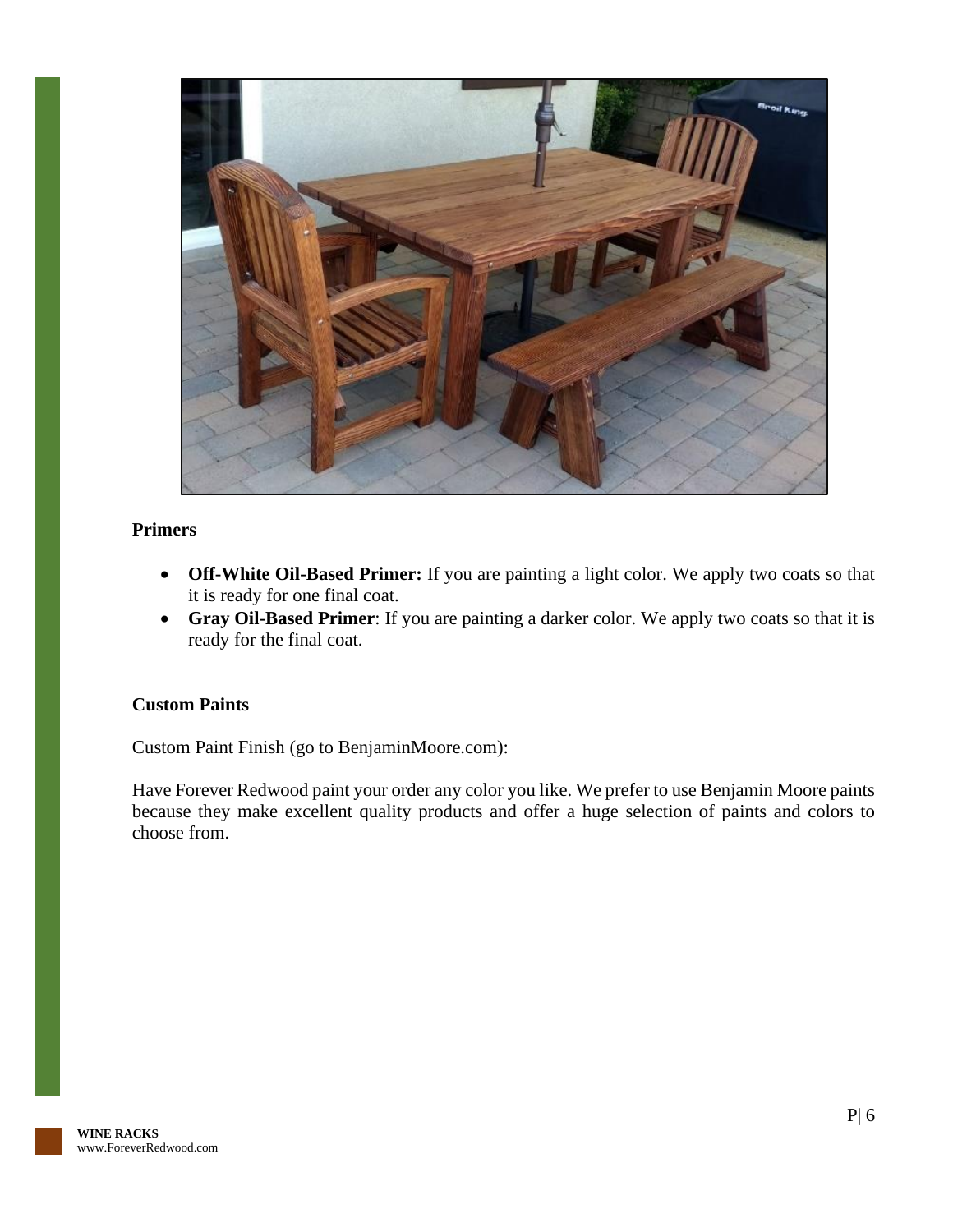**Primers**

- **Off-White Oil-Based Primer:** If you are painting a light color. We apply two coats so that it is ready for one final coat.
- **Gray Oil-Based Primer**: If you are painting a darker color. We apply two coats so that it is ready for the final coat.

**Custom Paints**

Custom Paint Finish (go to BenjaminMoore.com):

Have Forever Redwood paint your order any color you like. We prefer to use Benjamin Moore paints because they make excellent quality products and offer a huge selection of paints and colors to choose from.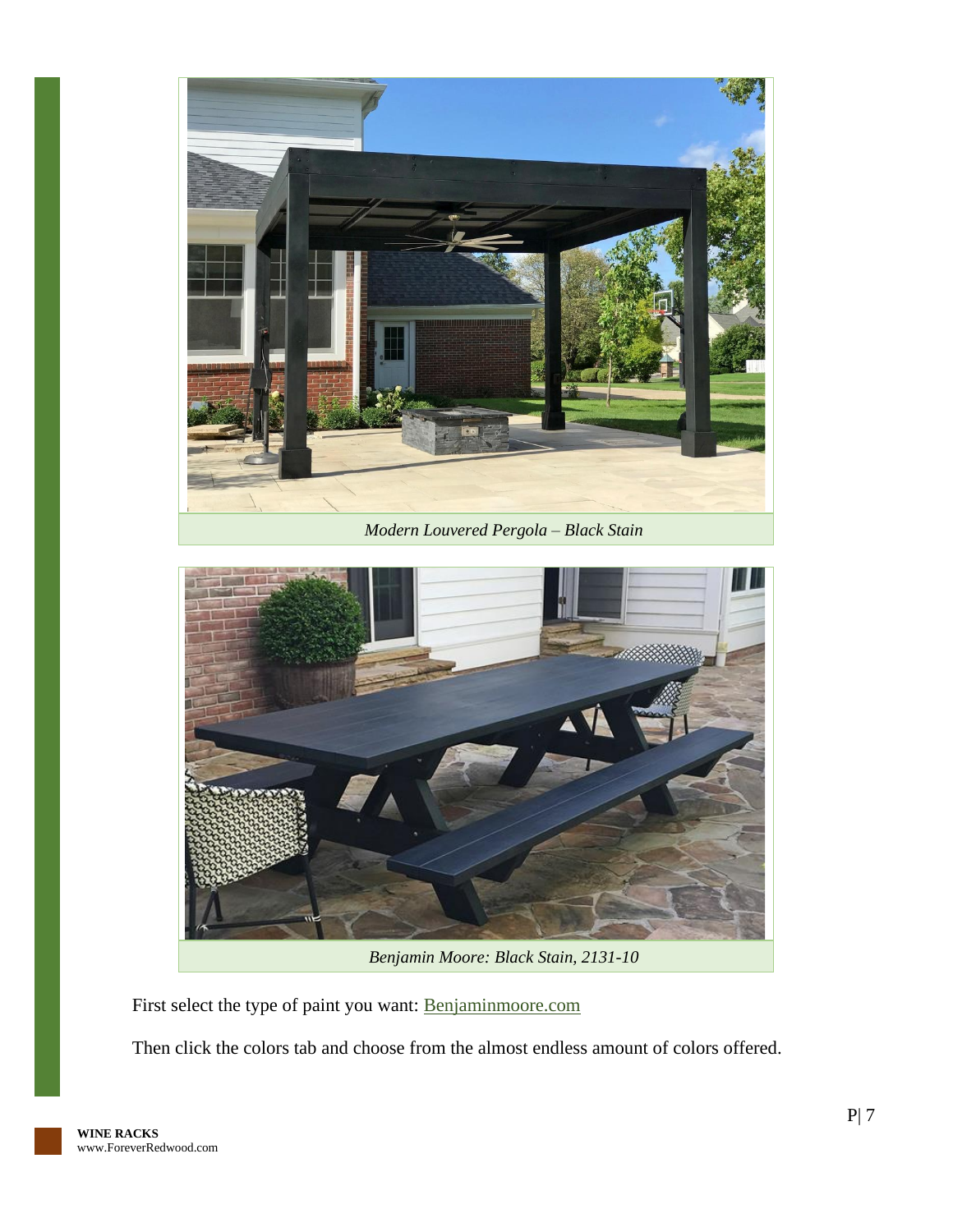*Modern Louvered Pergola – Black Stain*

*Benjamin Moore: Black Stain, 2131-10*

First select the type of paint you want: [Benjaminmoore.com](Benjaminmoore.com)

Then click the colors tab and choose from the almost endless amount of colors offered.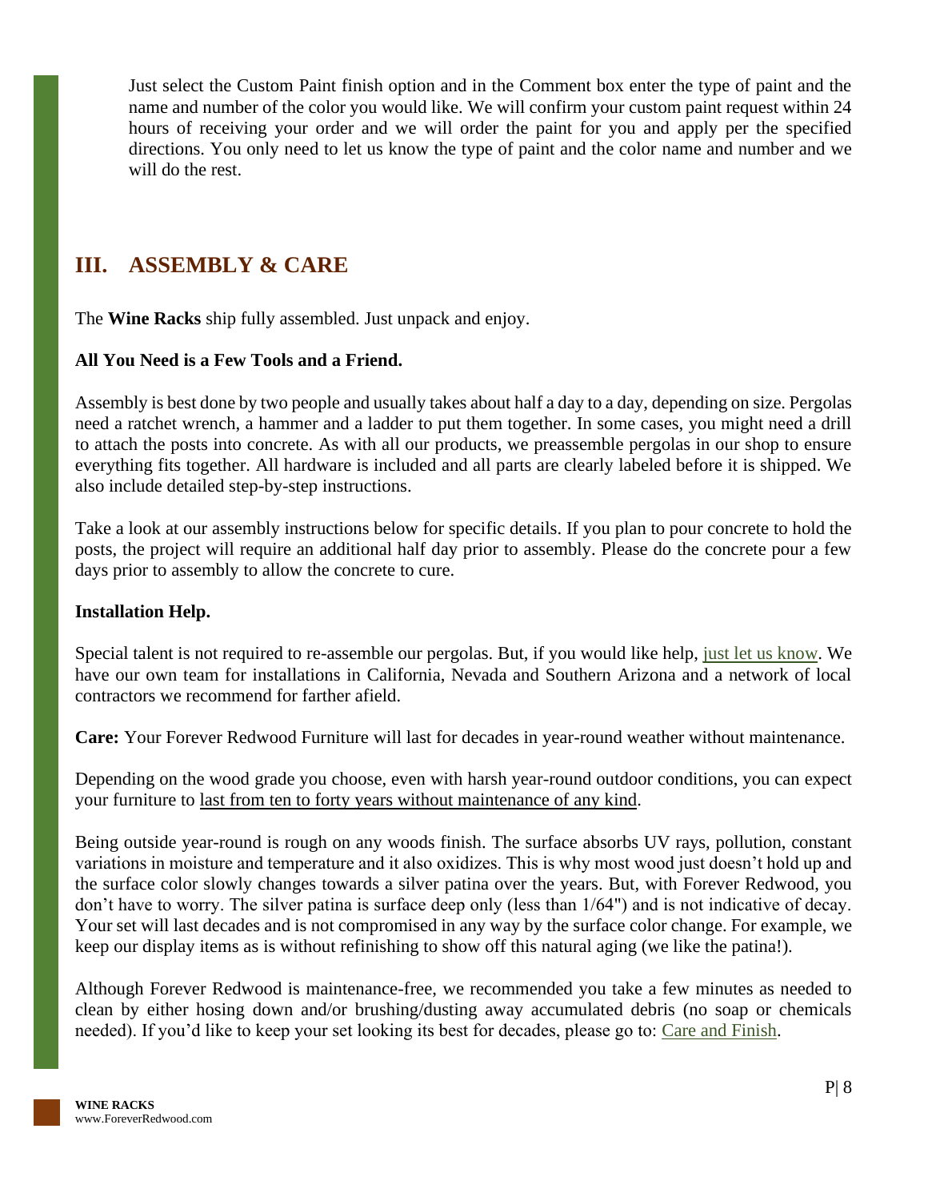Just select the Custom Paint finish option and in the Comment box enter the type of paint and the name and number of the color you would like. We will confirm your custom paint request within 24 hours of receiving your order and we will order the paint for you and apply per the specified directions. You only need to let us know the type of paint and the color name and number and we will do the rest.

## III. ASSEMBLY & CARE

The **Wine Racks** ship fully assembled. Just unpack and enjoy.

**All You Need is a Few Tools and a Friend.**

Assembly is best done by two people and usually takes about half a day to a day, depending on size. Pergolas need a ratchet wrench, a hammer and a ladder to put them together. In some cases, you might need a drill to attach the posts into concrete. As with all our products, we preassemble pergolas in our shop to ensure everything fits together. All hardware is included and all parts are clearly labeled before it is shipped. We also include detailed step-by-step instructions.

Take a look at our assembly instructions below for specific details. If you plan to pour concrete to hold the posts, the project will require an additional half day prior to assembly. Please do the concrete pour a few days prior to assembly to allow the concrete to cure.

**Installation Help.**

Special talent is not required to re-assemble our pergolas. But, if you would like help, just let us know. We have our own team for installations in California, Nevada and Southern Arizona and a network of local contractors we recommend for farther afield.

**Care:** Your Forever Redwood Furniture will last for decades in year-round weather without maintenance.

Depending on the wood grade you choose, even with harsh year-round outdoor conditions, you can expect your furniture to last from ten to forty years without maintenance of any kind.

Being outside year-round is rough on any woods finish. The surface absorbs UV rays, pollution, constant variations in moisture and temperature and it also oxidizes. This is why most wood just doesn't hold up and the surface color slowly changes towards a silver patina over the years. But, with Forever Redwood, you don't have to worry. The silver patina is surface deep only (less than 1/64") and is not indicative of decay. Your set will last decades and is not compromised in any way by the surface color change. For example, we keep our display items as is without refinishing to show off this natural aging (we like the patina!).

Although Forever Redwood is maintenance-free, we recommended you take a few minutes as needed to clean by either hosing down and/or brushing/dusting away accumulated debris (no soap or chemicals needed). If you'd like to keep your set looking its best for decades, please go to: Care and Finish.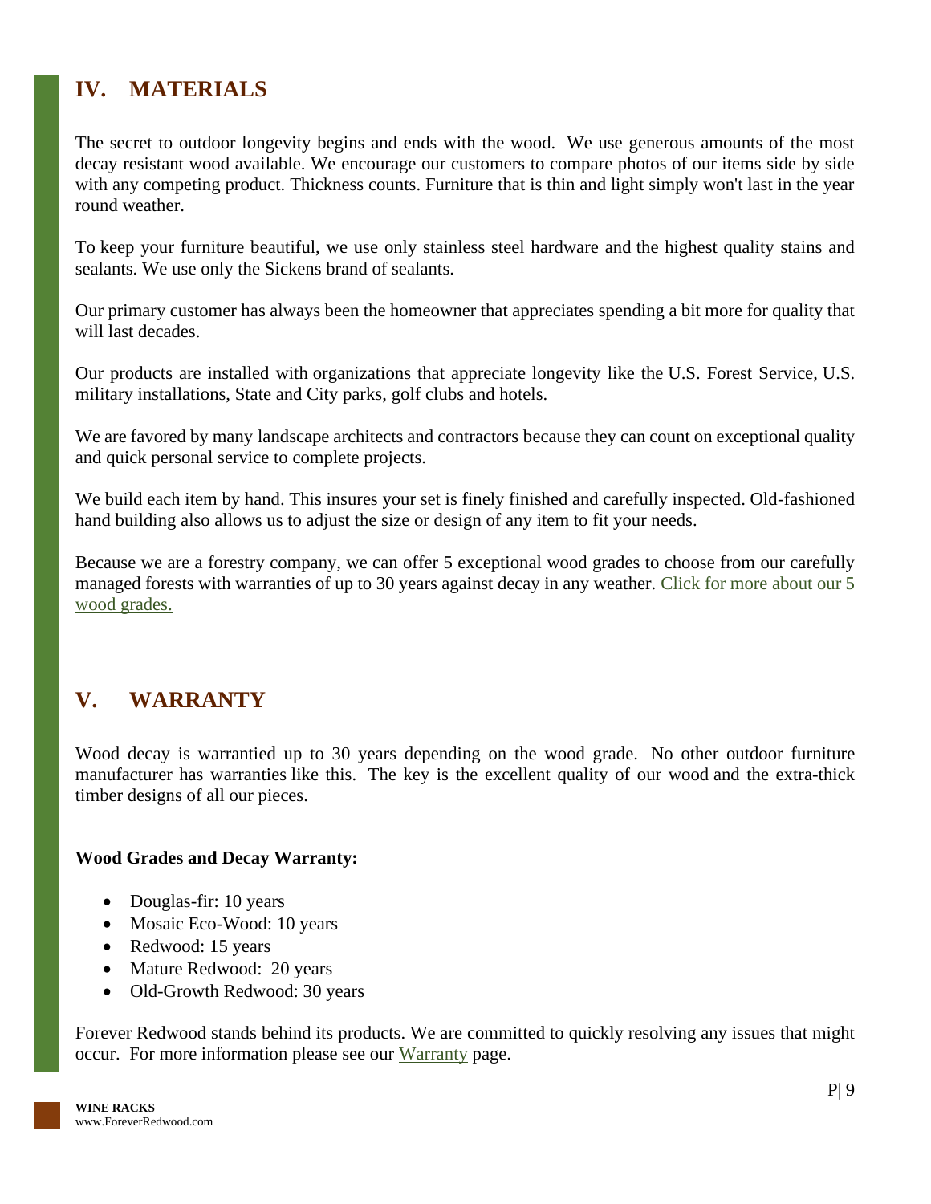## IV. MATERIALS

The secret to outdoor longevity begins and ends with the wood. We use generous amounts of the most decay resistant wood available. We encourage our customers to compare photos of our items side by side with any competing product. Thickness counts. Furniture that is thin and light simply won't last in the year round weather.

To keep your furniture beautiful, we use only stainless steel hardware and the highest quality stains and sealants. We use only the Sickens brand of sealants.

Our primary customer has always been the homeowner that appreciates spending a bit more for quality that will last decades.

Our products are installed with organizations that appreciate longevity like the U.S. Forest Service, U.S. military installations, State and City parks, golf clubs and hotels.

We are favored by many landscape architects and contractors because they can count on exceptional quality and quick personal service to complete projects.

We build each item by hand. This insures your set is finely finished and carefully inspected. Old-fashioned hand building also allows us to adjust the size or design of any item to fit your needs.

Because we are a forestry company, we can offer 5 exceptional wood grades to choose from our carefully managed forests with warranties of up to 30 years against decay in any weather. Click for more about our 5 wood grades.

## V. WARRANTY

Wood decay is warrantied up to 30 years depending on the wood grade. No other outdoor furniture manufacturer has warranties like this. The key is the excellent quality of our wood and the extra-thick timber designs of all our pieces.

**Wood Grades and Decay Warranty:**

- Douglas-fir: 10 years
- Mosaic Eco-Wood: 10 years
- Redwood: 15 years
- Mature Redwood: 20 years
- Old-Growth Redwood: 30 years

Forever Redwood stands behind its products. We are committed to quickly resolving any issues that might occur. For more information please see our Warranty page.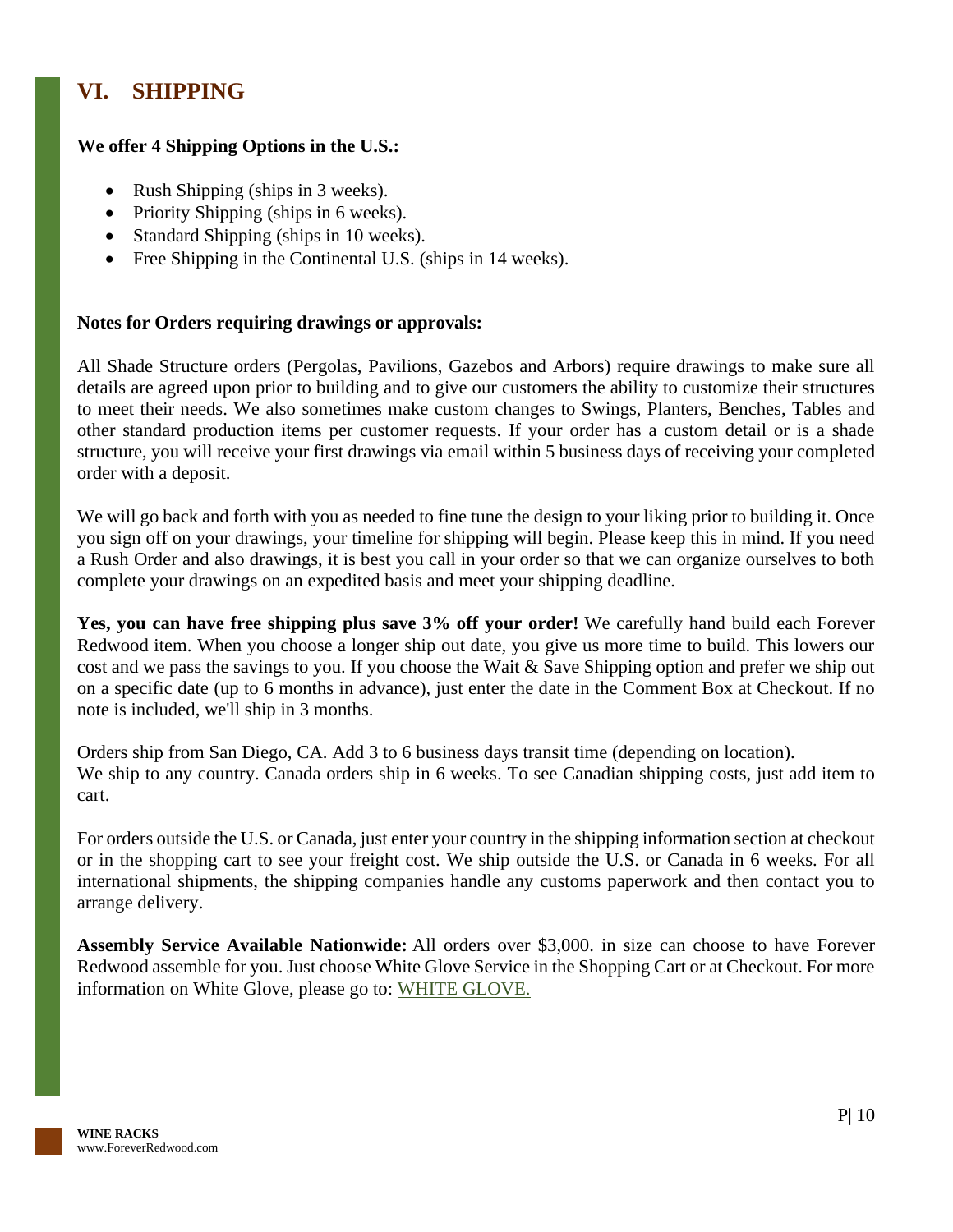## VI. SHIPPING

**We offer 4 Shipping Options in the U.S.:**

- Rush Shipping (ships in 3 weeks).
- Priority Shipping (ships in 6 weeks).
- Standard Shipping (ships in 10 weeks).
- Free Shipping in the Continental U.S. (ships in 14 weeks).

**Notes for Orders requiring drawings or approvals:**

All Shade Structure orders (Pergolas, Pavilions, Gazebos and Arbors) require drawings to make sure all details are agreed upon prior to building and to give our customers the ability to customize their structures to meet their needs. We also sometimes make custom changes to Swings, Planters, Benches, Tables and other standard production items per customer requests. If your order has a custom detail or is a shade structure, you will receive your first drawings via email within 5 business days of receiving your completed order with a deposit.

We will go back and forth with you as needed to fine tune the design to your liking prior to building it. Once you sign off on your drawings, your timeline for shipping will begin. Please keep this in mind. If you need a Rush Order and also drawings, it is best you call in your order so that we can organize ourselves to both complete your drawings on an expedited basis and meet your shipping deadline.

**Yes, you can have free shipping plus save 3% off your order!** We carefully hand build each Forever Redwood item. When you choose a longer ship out date, you give us more time to build. This lowers our cost and we pass the savings to you. If you choose the Wait & Save Shipping option and prefer we ship out on a specific date (up to 6 months in advance), just enter the date in the Comment Box at Checkout. If no note is included, we'll ship in 3 months.

Orders ship from San Diego, CA. Add 3 to 6 business days transit time (depending on location).
We ship to any country. Canada orders ship in 6 weeks. To see Canadian shipping costs, just add item to cart.

For orders outside the U.S. or Canada, just enter your country in the shipping information section at checkout or in the shopping cart to see your freight cost. We ship outside the U.S. or Canada in 6 weeks. For all international shipments, the shipping companies handle any customs paperwork and then contact you to arrange delivery.

**Assembly Service Available Nationwide:** All orders over $3,000. in size can choose to have Forever Redwood assemble for you. Just choose White Glove Service in the Shopping Cart or at Checkout. For more information on White Glove, please go to: WHITE GLOVE.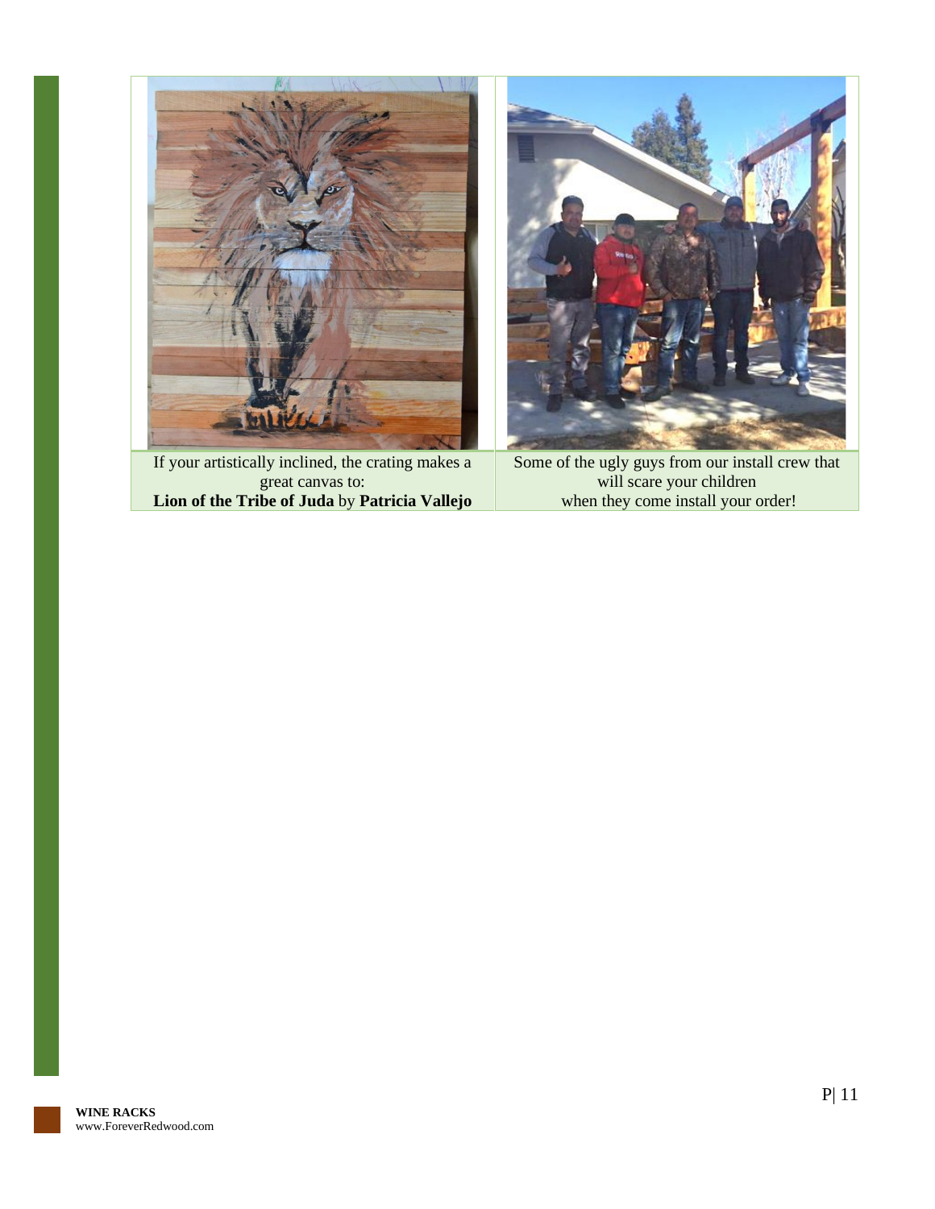| | |
|---|---|
| If your artistically inclined, the crating makes a great canvas to: **Lion of the Tribe of Juda** by **Patricia Vallejo** | Some of the ugly guys from our install crew that will scare your children when they come install your order! |